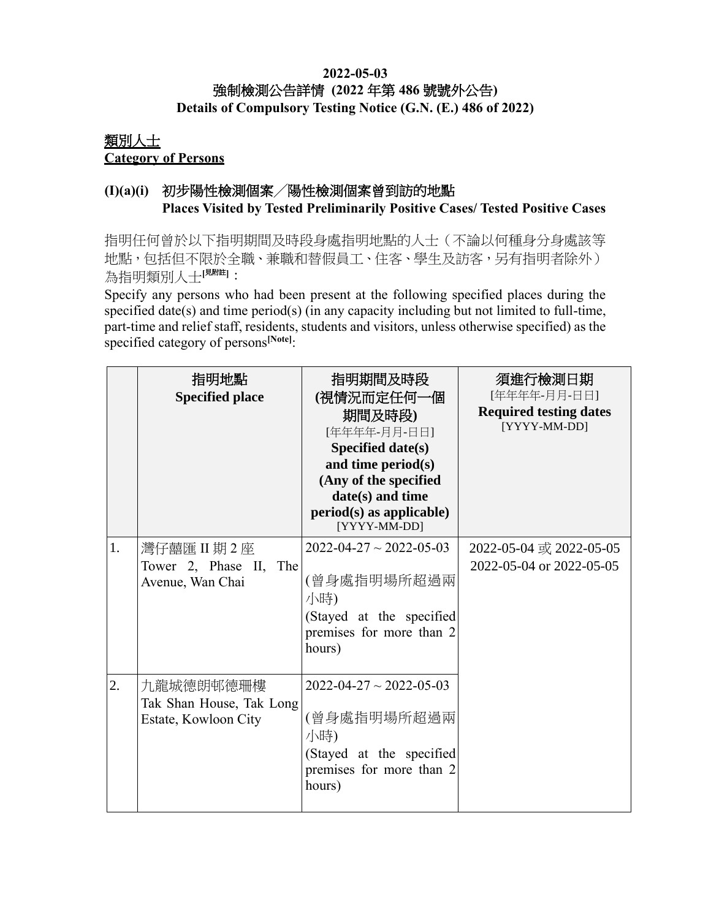**2022-05-03**

**強制檢測公告詳情 (2022 年第 486 號號外公告)**

**Details of Compulsory Testing Notice (G.N. (E.) 486 of 2022)**

## 類別人士
## Category of Persons

### (I)(a)(i) 初步陽性檢測個案／陽性檢測個案曾到訪的地點 Places Visited by Tested Preliminarily Positive Cases/ Tested Positive Cases

指明任何曾於以下指明期間及時段身處指明地點的人士（不論以何種身分身處該等地點，包括但不限於全職、兼職和替假員工、住客、學生及訪客，另有指明者除外）為指明類別人士[見附註]：

Specify any persons who had been present at the following specified places during the specified date(s) and time period(s) (in any capacity including but not limited to full-time, part-time and relief staff, residents, students and visitors, unless otherwise specified) as the specified category of persons[Note]:

| | 指明地點 **Specified place** | 指明期間及時段 (視情況而定任何一個期間及時段) [年年年年-月月-日日] **Specified date(s) and time period(s) (Any of the specified date(s) and time period(s) as applicable)** [YYYY-MM-DD] | 須進行檢測日期 [年年年年-月月-日日] **Required testing dates** [YYYY-MM-DD] |
|---|---|---|---|
| 1. | 灣仔囍匯 II 期 2 座 Tower 2, Phase II, The Avenue, Wan Chai | 2022-04-27 ~ 2022-05-03 (曾身處指明場所超過兩小時) (Stayed at the specified premises for more than 2 hours) | 2022-05-04 或 2022-05-05 2022-05-04 or 2022-05-05 |
| 2. | 九龍城德朗邨德珊樓 Tak Shan House, Tak Long Estate, Kowloon City | 2022-04-27 ~ 2022-05-03 (曾身處指明場所超過兩小時) (Stayed at the specified premises for more than 2 hours) | |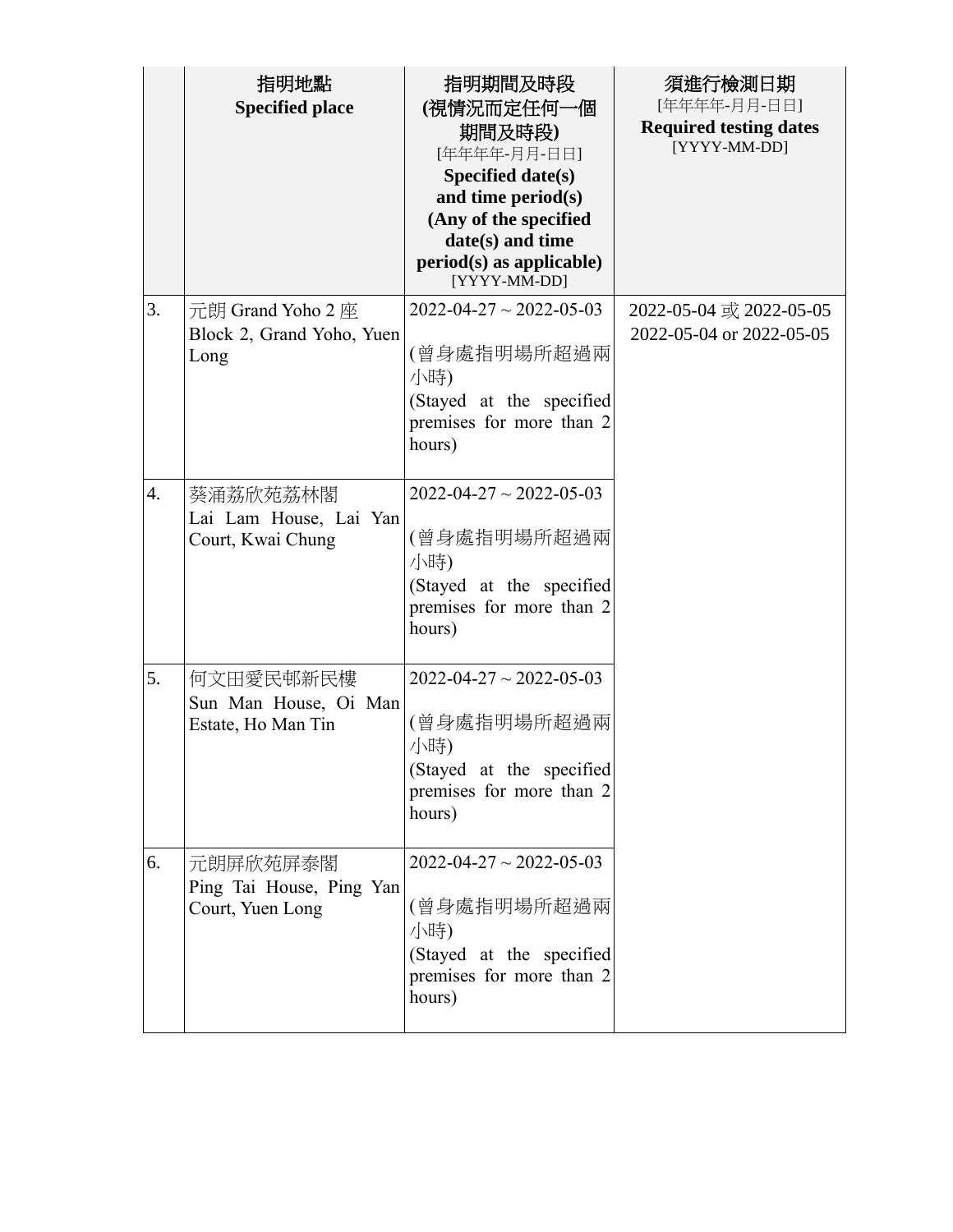| | 指明地點<br>**Specified place** | 指明期間及時段<br>**(視情況而定任何一個期間及時段)**<br>[年年年年-月月-日日]<br>**Specified date(s) and time period(s) (Any of the specified date(s) and time period(s) as applicable)**<br>[YYYY-MM-DD] | 須進行檢測日期<br>[年年年年-月月-日日]<br>**Required testing dates**<br>[YYYY-MM-DD] |
|---|---|---|---|
| 3. | 元朗 Grand Yoho 2 座<br>Block 2, Grand Yoho, Yuen Long | 2022-04-27 ~ 2022-05-03<br><br>(曾身處指明場所超過兩小時)<br>(Stayed at the specified premises for more than 2 hours) | 2022-05-04 或 2022-05-05<br>2022-05-04 or 2022-05-05 |
| 4. | 葵涌荔欣苑荔林閣<br>Lai Lam House, Lai Yan Court, Kwai Chung | 2022-04-27 ~ 2022-05-03<br><br>(曾身處指明場所超過兩小時)<br>(Stayed at the specified premises for more than 2 hours) | |
| 5. | 何文田愛民邨新民樓<br>Sun Man House, Oi Man Estate, Ho Man Tin | 2022-04-27 ~ 2022-05-03<br><br>(曾身處指明場所超過兩小時)<br>(Stayed at the specified premises for more than 2 hours) | |
| 6. | 元朗屏欣苑屏泰閣<br>Ping Tai House, Ping Yan Court, Yuen Long | 2022-04-27 ~ 2022-05-03<br><br>(曾身處指明場所超過兩小時)<br>(Stayed at the specified premises for more than 2 hours) | |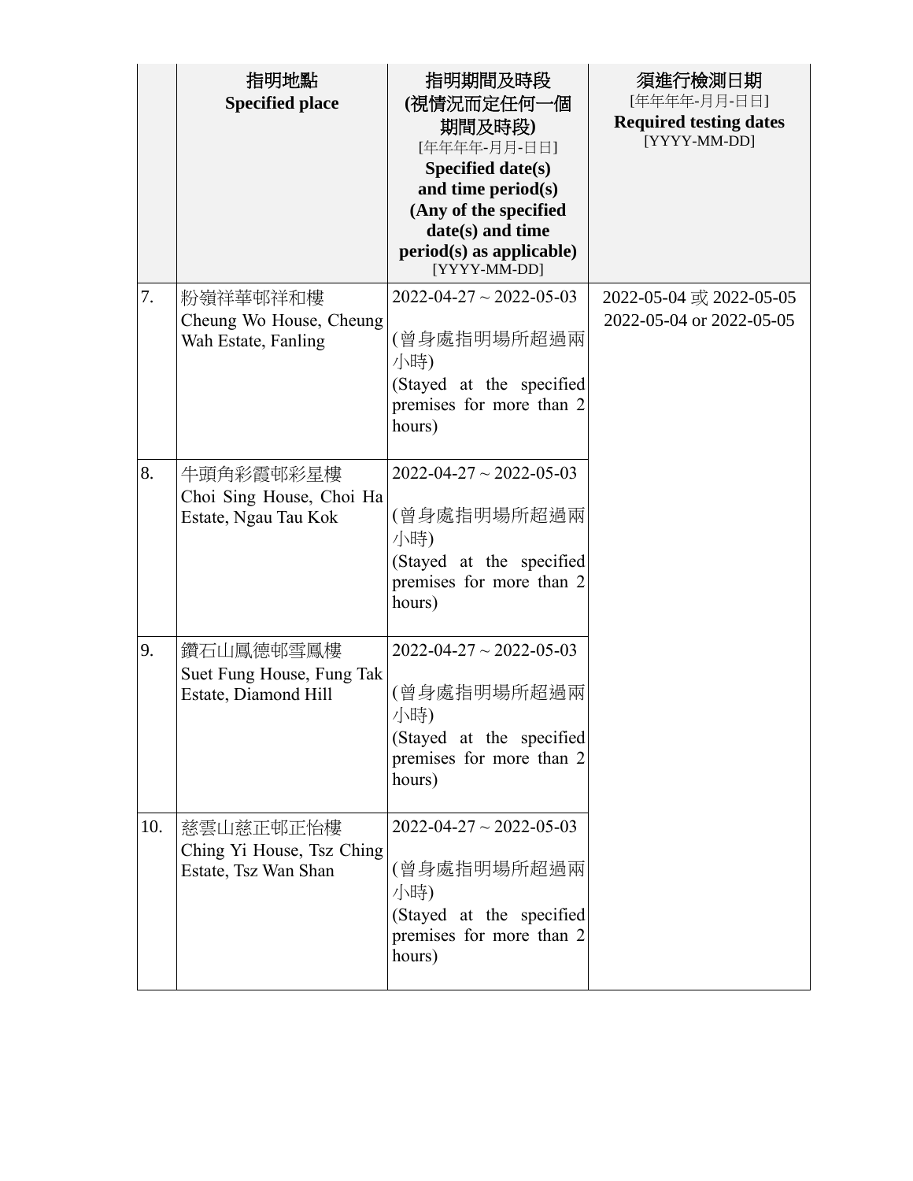| | 指明地點<br>**Specified place** | 指明期間及時段<br>**(視情況而定任何一個期間及時段)**<br>[年年年年-月月-日日]<br>**Specified date(s) and time period(s) (Any of the specified date(s) and time period(s) as applicable)**<br>[YYYY-MM-DD] | 須進行檢測日期<br>[年年年年-月月-日日]<br>**Required testing dates**<br>[YYYY-MM-DD] |
|---|---|---|---|
| 7. | 粉嶺祥華邨祥和樓<br>Cheung Wo House, Cheung Wah Estate, Fanling | 2022-04-27 ~ 2022-05-03<br><br>(曾身處指明場所超過兩小時)<br>(Stayed at the specified premises for more than 2 hours) | 2022-05-04 或 2022-05-05<br>2022-05-04 or 2022-05-05 |
| 8. | 牛頭角彩霞邨彩星樓<br>Choi Sing House, Choi Ha Estate, Ngau Tau Kok | 2022-04-27 ~ 2022-05-03<br><br>(曾身處指明場所超過兩小時)<br>(Stayed at the specified premises for more than 2 hours) | |
| 9. | 鑽石山鳳德邨雪鳳樓<br>Suet Fung House, Fung Tak Estate, Diamond Hill | 2022-04-27 ~ 2022-05-03<br><br>(曾身處指明場所超過兩小時)<br>(Stayed at the specified premises for more than 2 hours) | |
| 10. | 慈雲山慈正邨正怡樓<br>Ching Yi House, Tsz Ching Estate, Tsz Wan Shan | 2022-04-27 ~ 2022-05-03<br><br>(曾身處指明場所超過兩小時)<br>(Stayed at the specified premises for more than 2 hours) | |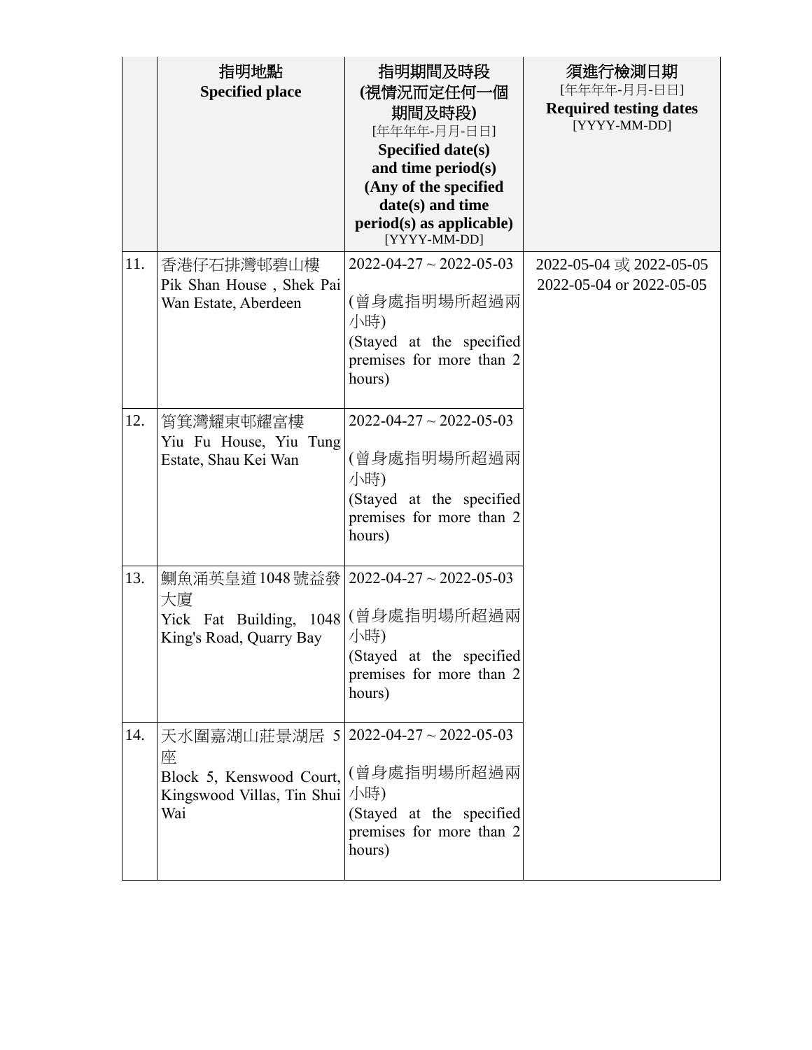| | 指明地點<br>**Specified place** | **指明期間及時段**<br>**(視情況而定任何一個期間及時段)**<br>[年年年年-月月-日日]<br>**Specified date(s) and time period(s) (Any of the specified date(s) and time period(s) as applicable)**<br>[YYYY-MM-DD] | **須進行檢測日期**<br>[年年年年-月月-日日]<br>**Required testing dates**<br>[YYYY-MM-DD] |
|---|---|---|---|
| 11. | 香港仔石排灣邨碧山樓<br>Pik Shan House , Shek Pai Wan Estate, Aberdeen | 2022-04-27 ~ 2022-05-03<br><br>(曾身處指明場所超過兩小時)<br>(Stayed at the specified premises for more than 2 hours) | 2022-05-04 或 2022-05-05<br>2022-05-04 or 2022-05-05 |
| 12. | 筲箕灣耀東邨耀富樓<br>Yiu Fu House, Yiu Tung Estate, Shau Kei Wan | 2022-04-27 ~ 2022-05-03<br><br>(曾身處指明場所超過兩小時)<br>(Stayed at the specified premises for more than 2 hours) | |
| 13. | 鰂魚涌英皇道1048號益發大廈<br>Yick Fat Building, 1048 King's Road, Quarry Bay | 2022-04-27 ~ 2022-05-03<br><br>(曾身處指明場所超過兩小時)<br>(Stayed at the specified premises for more than 2 hours) | |
| 14. | 天水圍嘉湖山莊景湖居 5座<br>Block 5, Kenswood Court, Kingswood Villas, Tin Shui Wai | 2022-04-27 ~ 2022-05-03<br><br>(曾身處指明場所超過兩小時)<br>(Stayed at the specified premises for more than 2 hours) | |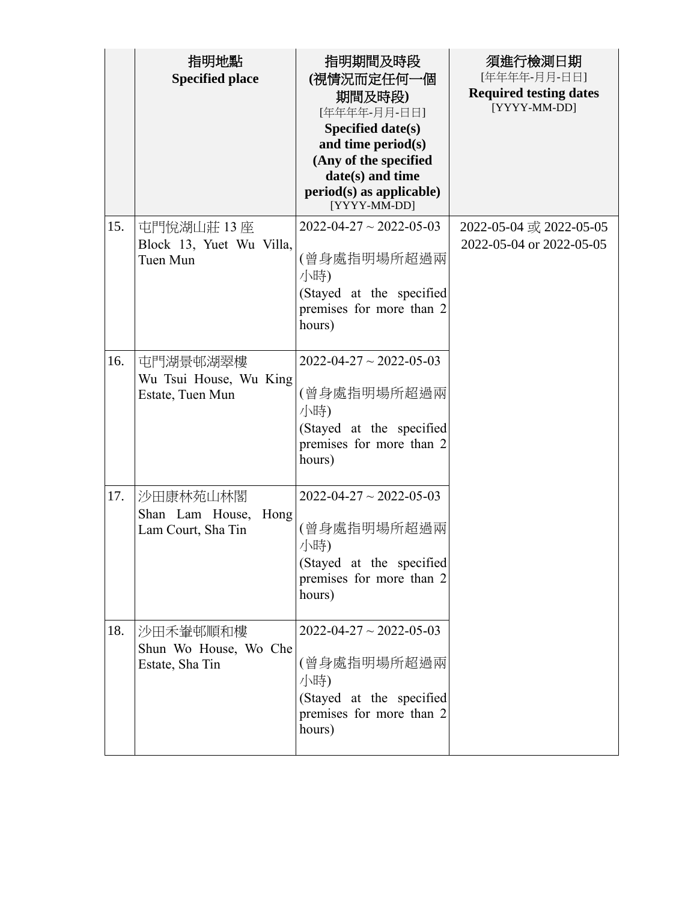| | 指明地點<br>**Specified place** | 指明期間及時段<br>**(視情況而定任何一個期間及時段)**<br>[年年年年-月月-日日]<br>**Specified date(s) and time period(s) (Any of the specified date(s) and time period(s) as applicable)**<br>[YYYY-MM-DD] | 須進行檢測日期<br>[年年年年-月月-日日]<br>**Required testing dates**<br>[YYYY-MM-DD] |
|---|---|---|---|
| 15. | 屯門悅湖山莊 13 座<br>Block 13, Yuet Wu Villa, Tuen Mun | 2022-04-27 ~ 2022-05-03<br><br>(曾身處指明場所超過兩小時)<br>(Stayed at the specified premises for more than 2 hours) | 2022-05-04 或 2022-05-05<br>2022-05-04 or 2022-05-05 |
| 16. | 屯門湖景邨湖翠樓<br>Wu Tsui House, Wu King Estate, Tuen Mun | 2022-04-27 ~ 2022-05-03<br><br>(曾身處指明場所超過兩小時)<br>(Stayed at the specified premises for more than 2 hours) | |
| 17. | 沙田康林苑山林閣<br>Shan Lam House, Hong Lam Court, Sha Tin | 2022-04-27 ~ 2022-05-03<br><br>(曾身處指明場所超過兩小時)<br>(Stayed at the specified premises for more than 2 hours) | |
| 18. | 沙田禾輋邨順和樓<br>Shun Wo House, Wo Che Estate, Sha Tin | 2022-04-27 ~ 2022-05-03<br><br>(曾身處指明場所超過兩小時)<br>(Stayed at the specified premises for more than 2 hours) | |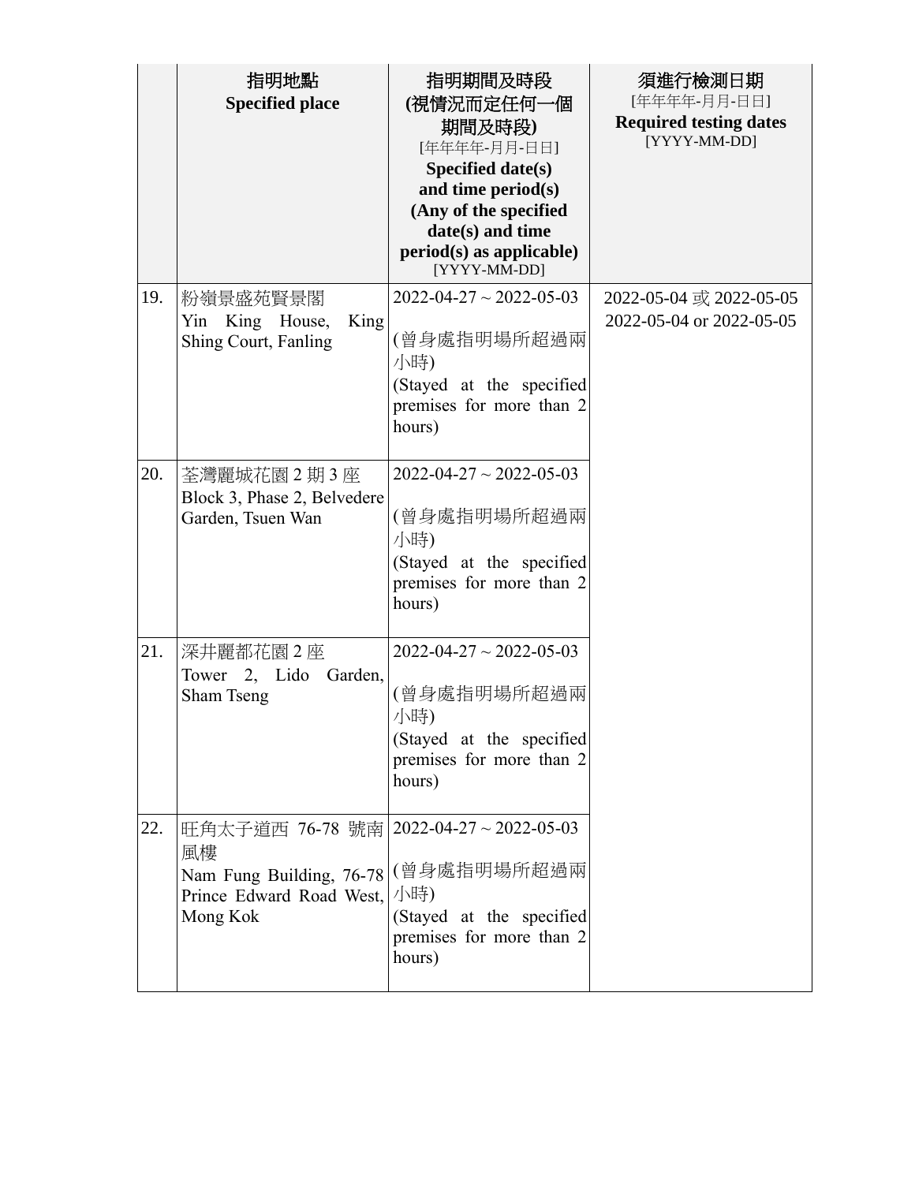| | 指明地點<br>**Specified place** | 指明期間及時段<br>**(視情況而定任何一個期間及時段)**<br>[年年年年-月月-日日]<br>**Specified date(s) and time period(s) (Any of the specified date(s) and time period(s) as applicable)**<br>[YYYY-MM-DD] | 須進行檢測日期<br>[年年年年-月月-日日]<br>**Required testing dates**<br>[YYYY-MM-DD] |
|---|---|---|---|
| 19. | 粉嶺景盛苑賢景閣<br>Yin King House, King Shing Court, Fanling | 2022-04-27 ~ 2022-05-03<br><br>(曾身處指明場所超過兩小時)<br>(Stayed at the specified premises for more than 2 hours) | 2022-05-04 或 2022-05-05<br>2022-05-04 or 2022-05-05 |
| 20. | 荃灣麗城花園 2 期 3 座<br>Block 3, Phase 2, Belvedere Garden, Tsuen Wan | 2022-04-27 ~ 2022-05-03<br><br>(曾身處指明場所超過兩小時)<br>(Stayed at the specified premises for more than 2 hours) | |
| 21. | 深井麗都花園 2 座<br>Tower 2, Lido Garden, Sham Tseng | 2022-04-27 ~ 2022-05-03<br><br>(曾身處指明場所超過兩小時)<br>(Stayed at the specified premises for more than 2 hours) | |
| 22. | 旺角太子道西 76-78 號南風樓<br>Nam Fung Building, 76-78 Prince Edward Road West, Mong Kok | 2022-04-27 ~ 2022-05-03<br><br>(曾身處指明場所超過兩小時)<br>(Stayed at the specified premises for more than 2 hours) | |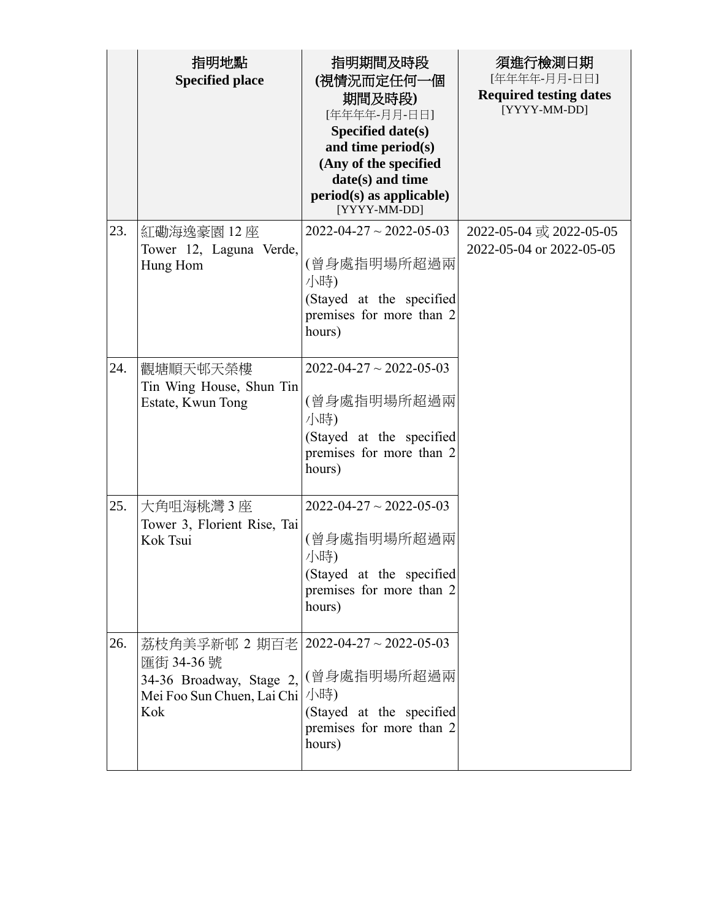| | 指明地點<br>**Specified place** | 指明期間及時段<br>**(視情況而定任何一個期間及時段)**<br>[年年年年-月月-日日]<br>**Specified date(s) and time period(s) (Any of the specified date(s) and time period(s) as applicable)**<br>[YYYY-MM-DD] | 須進行檢測日期<br>[年年年年-月月-日日]<br>**Required testing dates**<br>[YYYY-MM-DD] |
|---|---|---|---|
| 23. | 紅磡海逸豪園 12 座<br>Tower 12, Laguna Verde, Hung Hom | 2022-04-27 ~ 2022-05-03<br>(曾身處指明場所超過兩小時)<br>(Stayed at the specified premises for more than 2 hours) | 2022-05-04 或 2022-05-05<br>2022-05-04 or 2022-05-05 |
| 24. | 觀塘順天邨天榮樓<br>Tin Wing House, Shun Tin Estate, Kwun Tong | 2022-04-27 ~ 2022-05-03<br>(曾身處指明場所超過兩小時)<br>(Stayed at the specified premises for more than 2 hours) | |
| 25. | 大角咀海桃灣 3 座<br>Tower 3, Florient Rise, Tai Kok Tsui | 2022-04-27 ~ 2022-05-03<br>(曾身處指明場所超過兩小時)<br>(Stayed at the specified premises for more than 2 hours) | |
| 26. | 荔枝角美孚新邨 2 期百老匯街 34-36 號<br>34-36 Broadway, Stage 2, Mei Foo Sun Chuen, Lai Chi Kok | 2022-04-27 ~ 2022-05-03<br>(曾身處指明場所超過兩小時)<br>(Stayed at the specified premises for more than 2 hours) | |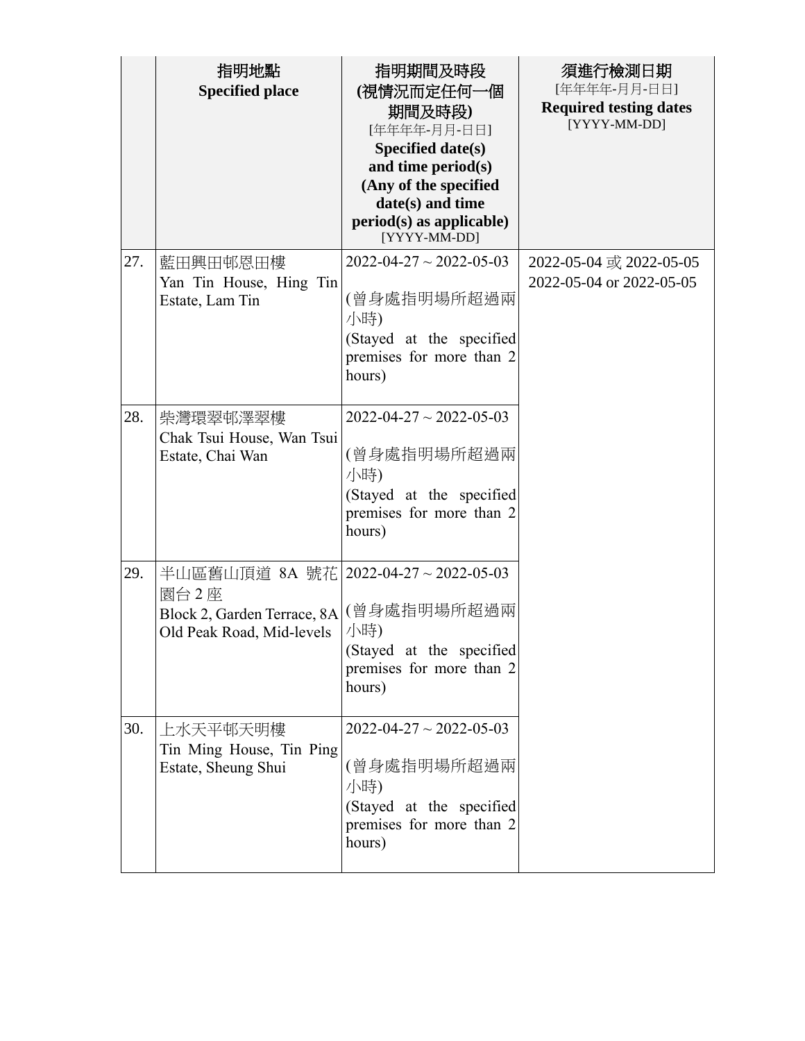| | 指明地點<br>**Specified place** | **指明期間及時段**<br>**(視情況而定任何一個期間及時段)**<br>[年年年年-月月-日日]<br>**Specified date(s) and time period(s) (Any of the specified date(s) and time period(s) as applicable)**<br>[YYYY-MM-DD] | **須進行檢測日期**<br>[年年年年-月月-日日]<br>**Required testing dates**<br>[YYYY-MM-DD] |
|---|---|---|---|
| 27. | 藍田興田邨恩田樓<br>Yan Tin House, Hing Tin Estate, Lam Tin | 2022-04-27 ~ 2022-05-03<br><br>(曾身處指明場所超過兩小時)<br>(Stayed at the specified premises for more than 2 hours) | 2022-05-04 或 2022-05-05<br>2022-05-04 or 2022-05-05 |
| 28. | 柴灣環翠邨澤翠樓<br>Chak Tsui House, Wan Tsui Estate, Chai Wan | 2022-04-27 ~ 2022-05-03<br><br>(曾身處指明場所超過兩小時)<br>(Stayed at the specified premises for more than 2 hours) | |
| 29. | 半山區舊山頂道 8A 號花園台 2 座<br>Block 2, Garden Terrace, 8A Old Peak Road, Mid-levels | 2022-04-27 ~ 2022-05-03<br><br>(曾身處指明場所超過兩小時)<br>(Stayed at the specified premises for more than 2 hours) | |
| 30. | 上水天平邨天明樓<br>Tin Ming House, Tin Ping Estate, Sheung Shui | 2022-04-27 ~ 2022-05-03<br><br>(曾身處指明場所超過兩小時)<br>(Stayed at the specified premises for more than 2 hours) | |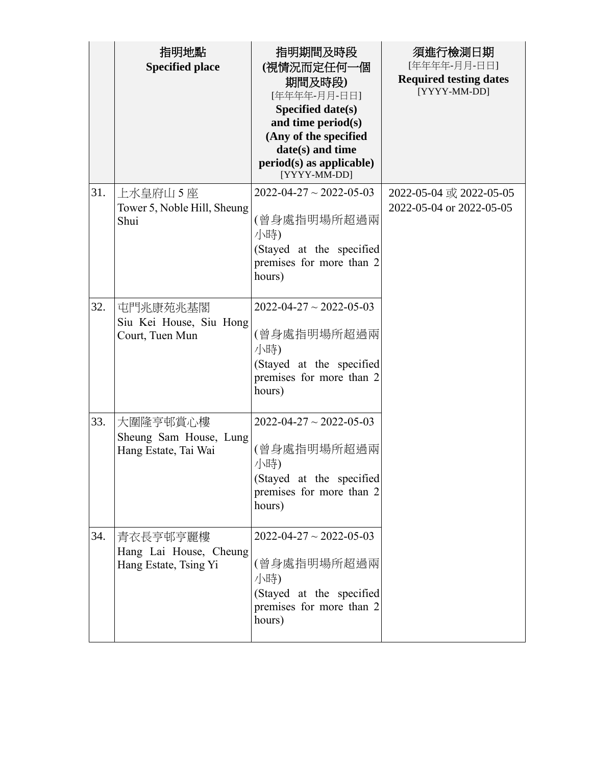| | 指明地點<br>**Specified place** | 指明期間及時段<br>**(視情況而定任何一個期間及時段)**<br>[年年年年-月月-日日]<br>**Specified date(s) and time period(s) (Any of the specified date(s) and time period(s) as applicable)**<br>[YYYY-MM-DD] | 須進行檢測日期<br>[年年年年-月月-日日]<br>**Required testing dates**<br>[YYYY-MM-DD] |
|---|---|---|---|
| 31. | 上水皇府山 5 座<br>Tower 5, Noble Hill, Sheung Shui | 2022-04-27 ~ 2022-05-03<br><br>(曾身處指明場所超過兩小時)<br>(Stayed at the specified premises for more than 2 hours) | 2022-05-04 或 2022-05-05<br>2022-05-04 or 2022-05-05 |
| 32. | 屯門兆康苑兆基閣<br>Siu Kei House, Siu Hong Court, Tuen Mun | 2022-04-27 ~ 2022-05-03<br><br>(曾身處指明場所超過兩小時)<br>(Stayed at the specified premises for more than 2 hours) | |
| 33. | 大圍隆亨邨賞心樓<br>Sheung Sam House, Lung Hang Estate, Tai Wai | 2022-04-27 ~ 2022-05-03<br><br>(曾身處指明場所超過兩小時)<br>(Stayed at the specified premises for more than 2 hours) | |
| 34. | 青衣長亨邨亨麗樓<br>Hang Lai House, Cheung Hang Estate, Tsing Yi | 2022-04-27 ~ 2022-05-03<br><br>(曾身處指明場所超過兩小時)<br>(Stayed at the specified premises for more than 2 hours) | |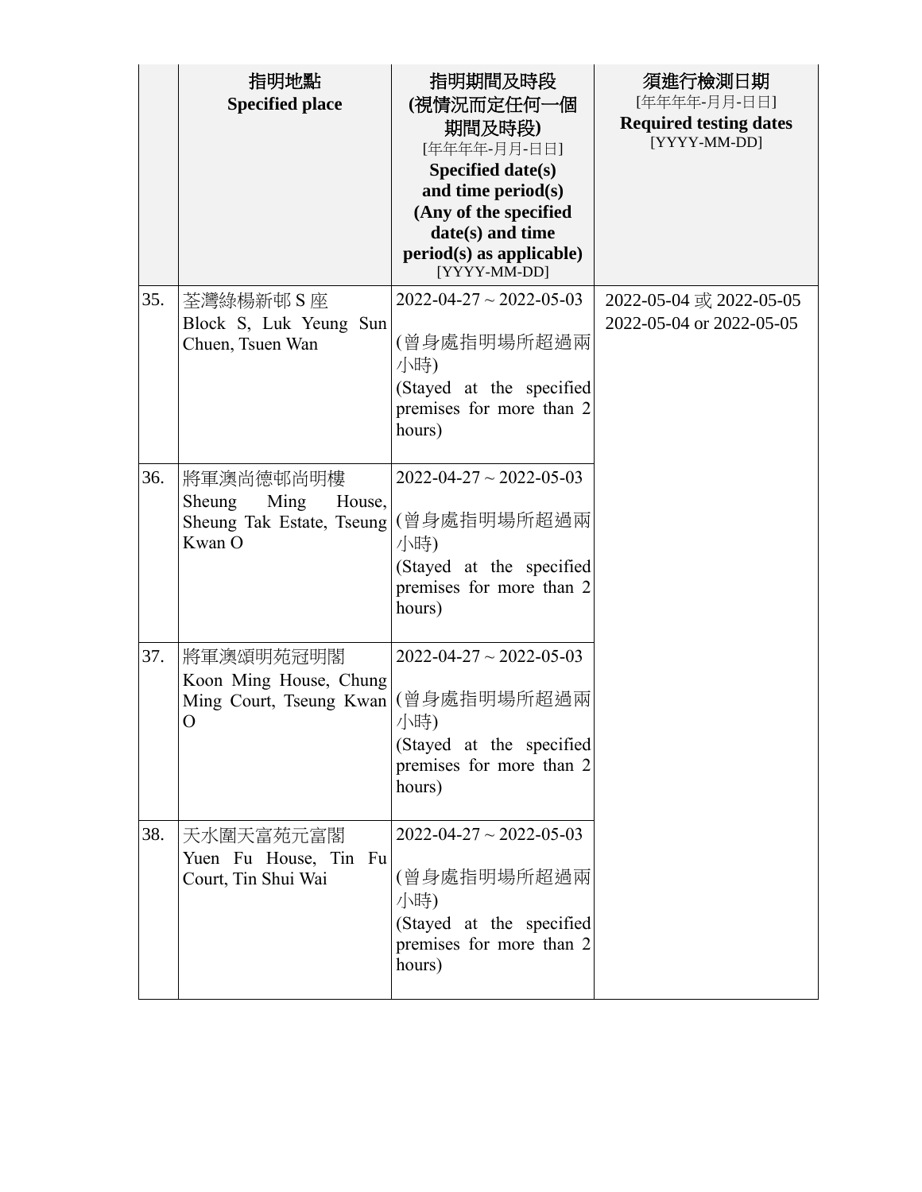| | 指明地點<br>**Specified place** | 指明期間及時段<br>**(視情況而定任何一個期間及時段)**<br>[年年年年-月月-日日]<br>**Specified date(s) and time period(s) (Any of the specified date(s) and time period(s) as applicable)**<br>[YYYY-MM-DD] | 須進行檢測日期<br>[年年年年-月月-日日]<br>**Required testing dates**<br>[YYYY-MM-DD] |
|---|---|---|---|
| 35. | 荃灣綠楊新邨 S 座<br>Block S, Luk Yeung Sun Chuen, Tsuen Wan | 2022-04-27 ~ 2022-05-03<br><br>(曾身處指明場所超過兩小時)<br>(Stayed at the specified premises for more than 2 hours) | 2022-05-04 或 2022-05-05<br>2022-05-04 or 2022-05-05 |
| 36. | 將軍澳尚德邨尚明樓<br>Sheung Ming House, Sheung Tak Estate, Tseung Kwan O | 2022-04-27 ~ 2022-05-03<br><br>(曾身處指明場所超過兩小時)<br>(Stayed at the specified premises for more than 2 hours) | |
| 37. | 將軍澳頌明苑冠明閣<br>Koon Ming House, Chung Ming Court, Tseung Kwan O | 2022-04-27 ~ 2022-05-03<br><br>(曾身處指明場所超過兩小時)<br>(Stayed at the specified premises for more than 2 hours) | |
| 38. | 天水圍天富苑元富閣<br>Yuen Fu House, Tin Fu Court, Tin Shui Wai | 2022-04-27 ~ 2022-05-03<br><br>(曾身處指明場所超過兩小時)<br>(Stayed at the specified premises for more than 2 hours) | |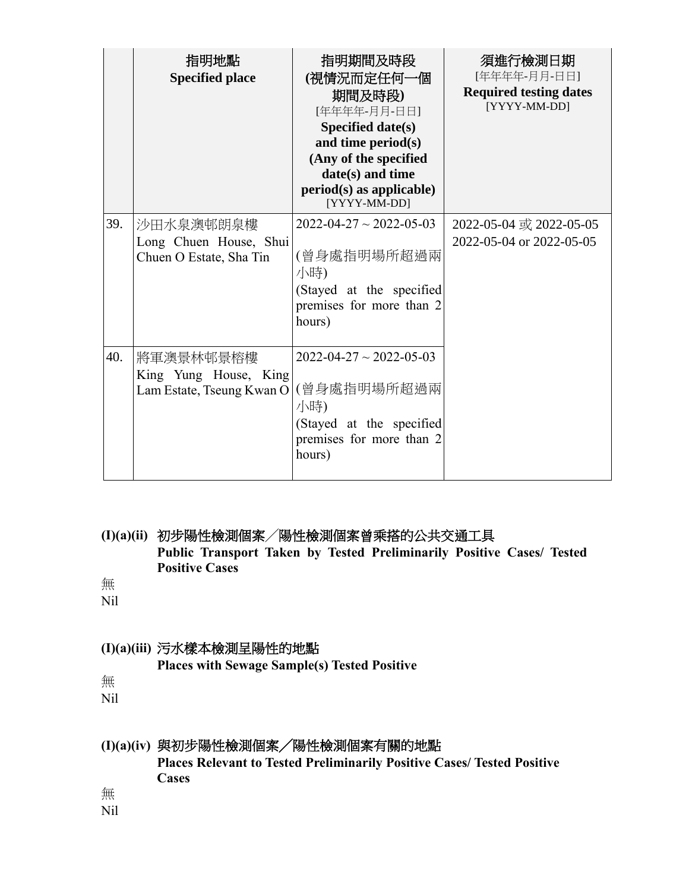| | 指明地點<br>**Specified place** | 指明期間及時段<br>**(視情況而定任何一個期間及時段)**<br>[年年年年-月月-日日]<br>**Specified date(s) and time period(s) (Any of the specified date(s) and time period(s) as applicable)**<br>[YYYY-MM-DD] | 須進行檢測日期<br>[年年年年-月月-日日]<br>**Required testing dates**<br>[YYYY-MM-DD] |
|---|---|---|---|
| 39. | 沙田水泉澳邨朗泉樓<br>Long Chuen House, Shui Chuen O Estate, Sha Tin | 2022-04-27 ~ 2022-05-03<br><br>(曾身處指明場所超過兩小時)<br>(Stayed at the specified premises for more than 2 hours) | 2022-05-04 或 2022-05-05<br>2022-05-04 or 2022-05-05 |
| 40. | 將軍澳景林邨景榕樓<br>King Yung House, King Lam Estate, Tseung Kwan O | 2022-04-27 ~ 2022-05-03<br><br>(曾身處指明場所超過兩小時)<br>(Stayed at the specified premises for more than 2 hours) | |

### (I)(a)(ii) 初步陽性檢測個案／陽性檢測個案曾乘搭的公共交通工具 Public Transport Taken by Tested Preliminarily Positive Cases/ Tested Positive Cases

無
Nil

### (I)(a)(iii) 污水樣本檢測呈陽性的地點 Places with Sewage Sample(s) Tested Positive

無
Nil

### (I)(a)(iv) 與初步陽性檢測個案／陽性檢測個案有關的地點 Places Relevant to Tested Preliminarily Positive Cases/ Tested Positive Cases

無
Nil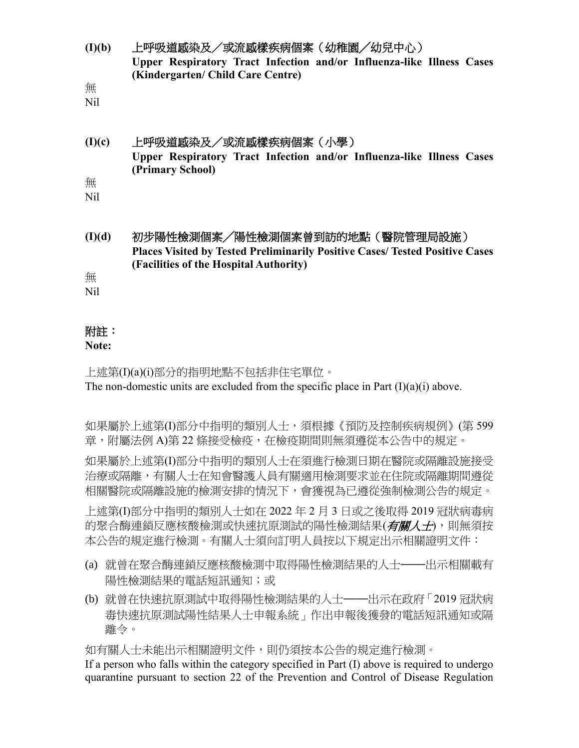**(I)(b)　上呼吸道感染及／或流感樣疾病個案（幼稚園／幼兒中心）**
**Upper Respiratory Tract Infection and/or Influenza-like Illness Cases (Kindergarten/ Child Care Centre)**

無
Nil

**(I)(c)　上呼吸道感染及／或流感樣疾病個案（小學）**
**Upper Respiratory Tract Infection and/or Influenza-like Illness Cases (Primary School)**

無
Nil

**(I)(d)　初步陽性檢測個案／陽性檢測個案曾到訪的地點（醫院管理局設施）**
**Places Visited by Tested Preliminarily Positive Cases/ Tested Positive Cases (Facilities of the Hospital Authority)**

無
Nil

**附註：**
**Note:**

上述第(I)(a)(i)部分的指明地點不包括非住宅單位。
The non-domestic units are excluded from the specific place in Part (I)(a)(i) above.

如果屬於上述第(I)部分中指明的類別人士，須根據《預防及控制疾病規例》(第 599 章，附屬法例 A)第 22 條接受檢疫，在檢疫期間則無須遵從本公告中的規定。

如果屬於上述第(I)部分中指明的類別人士在須進行檢測日期在醫院或隔離設施接受治療或隔離，有關人士在知會醫護人員有關適用檢測要求並在住院或隔離期間遵從相關醫院或隔離設施的檢測安排的情況下，會獲視為已遵從強制檢測公告的規定。

上述第(I)部分中指明的類別人士如在 2022 年 2 月 3 日或之後取得 2019 冠狀病毒病的聚合酶連鎖反應核酸檢測或快速抗原測試的陽性檢測結果(***有關人士***)，則無須按本公告的規定進行檢測。有關人士須向訂明人員按以下規定出示相關證明文件：

(a) 就曾在聚合酶連鎖反應核酸檢測中取得陽性檢測結果的人士——出示相關載有陽性檢測結果的電話短訊通知；或
(b) 就曾在快速抗原測試中取得陽性檢測結果的人士——出示在政府「2019 冠狀病毒快速抗原測試陽性結果人士申報系統」作出申報後獲發的電話短訊通知或隔離令。

如有關人士未能出示相關證明文件，則仍須按本公告的規定進行檢測。

If a person who falls within the category specified in Part (I) above is required to undergo quarantine pursuant to section 22 of the Prevention and Control of Disease Regulation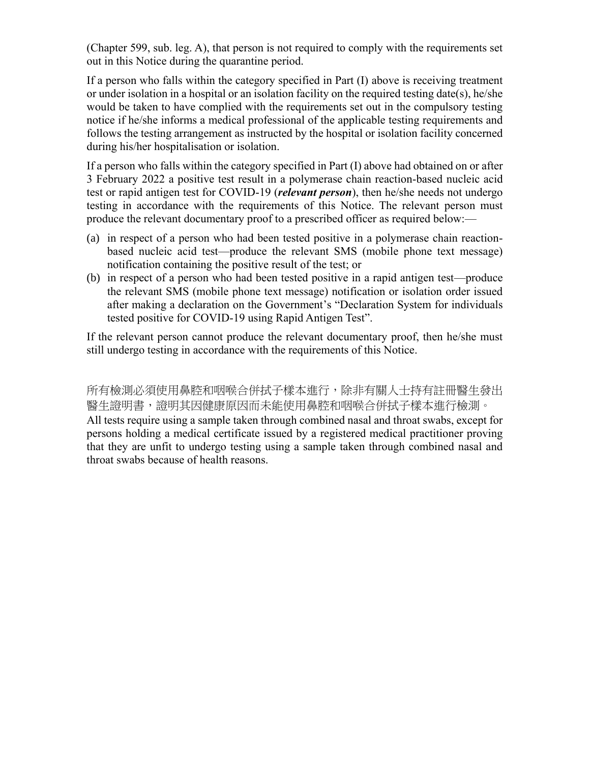(Chapter 599, sub. leg. A), that person is not required to comply with the requirements set out in this Notice during the quarantine period.

If a person who falls within the category specified in Part (I) above is receiving treatment or under isolation in a hospital or an isolation facility on the required testing date(s), he/she would be taken to have complied with the requirements set out in the compulsory testing notice if he/she informs a medical professional of the applicable testing requirements and follows the testing arrangement as instructed by the hospital or isolation facility concerned during his/her hospitalisation or isolation.

If a person who falls within the category specified in Part (I) above had obtained on or after 3 February 2022 a positive test result in a polymerase chain reaction-based nucleic acid test or rapid antigen test for COVID-19 (***relevant person***), then he/she needs not undergo testing in accordance with the requirements of this Notice. The relevant person must produce the relevant documentary proof to a prescribed officer as required below:—

(a) in respect of a person who had been tested positive in a polymerase chain reaction-based nucleic acid test—produce the relevant SMS (mobile phone text message) notification containing the positive result of the test; or

(b) in respect of a person who had been tested positive in a rapid antigen test—produce the relevant SMS (mobile phone text message) notification or isolation order issued after making a declaration on the Government's "Declaration System for individuals tested positive for COVID-19 using Rapid Antigen Test".

If the relevant person cannot produce the relevant documentary proof, then he/she must still undergo testing in accordance with the requirements of this Notice.

所有檢測必須使用鼻腔和咽喉合併拭子樣本進行，除非有關人士持有註冊醫生發出醫生證明書，證明其因健康原因而未能使用鼻腔和咽喉合併拭子樣本進行檢測。

All tests require using a sample taken through combined nasal and throat swabs, except for persons holding a medical certificate issued by a registered medical practitioner proving that they are unfit to undergo testing using a sample taken through combined nasal and throat swabs because of health reasons.